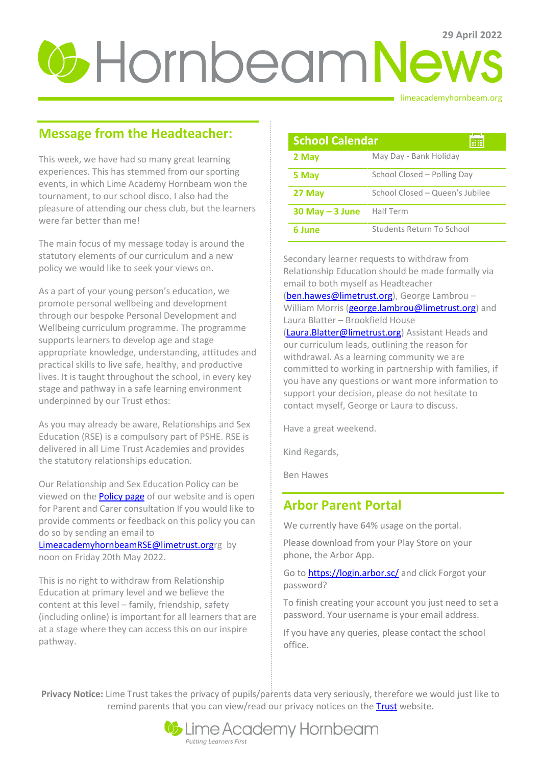29 April 2022

# Hornbeam News

limeacademyhornbeam.org

## Message from the Headteacher:

This week, we have had so many great learning experiences. This has stemmed from our sporting events, in which Lime Academy Hornbeam won the tournament, to our school disco. I also had the pleasure of attending our chess club, but the learners were far better than me!

The main focus of my message today is around the statutory elements of our curriculum and a new policy we would like to seek your views on.

As a part of your young person's education, we promote personal wellbeing and development through our bespoke Personal Development and Wellbeing curriculum programme. The programme supports learners to develop age and stage appropriate knowledge, understanding, attitudes and practical skills to live safe, healthy, and productive lives. It is taught throughout the school, in every key stage and pathway in a safe learning environment underpinned by our Trust ethos:

As you may already be aware, Relationships and Sex Education (RSE) is a compulsory part of PSHE. RSE is delivered in all Lime Trust Academies and provides the statutory relationships education.

Our Relationship and Sex Education Policy can be viewed on the Policy page of our website and is open for Parent and Carer consultation If you would like to provide comments or feedback on this policy you can do so by sending an email to LimeacademyhornbeamRSE@limetrust.orgrg by noon on Friday 20th May 2022.

This is no right to withdraw from Relationship Education at primary level and we believe the content at this level – family, friendship, safety (including online) is important for all learners that are at a stage where they can access this on our inspire pathway.

Secondary learner requests to withdraw from Relationship Education should be made formally via email to both myself as Headteacher (ben.hawes@limetrust.org), George Lambrou – William Morris (george.lambrou@limetrust.org) and Laura Blatter – Brookfield House (Laura.Blatter@limetrust.org) Assistant Heads and our curriculum leads, outlining the reason for withdrawal. As a learning community we are committed to working in partnership with families, if you have any questions or want more information to support your decision, please do not hesitate to contact myself, George or Laura to discuss.

Have a great weekend.

Kind Regards,

Ben Hawes

## School Calendar

| Date | Event |
|---|---|
| **2 May** | May Day - Bank Holiday |
| **5 May** | School Closed – Polling Day |
| **27 May** | School Closed – Queen's Jubilee |
| **30 May – 3 June** | Half Term |
| **6 June** | Students Return To School |

## Arbor Parent Portal

We currently have 64% usage on the portal.

Please download from your Play Store on your phone, the Arbor App.

Go to https://login.arbor.sc/ and click Forgot your password?

To finish creating your account you just need to set a password. Your username is your email address.

If you have any queries, please contact the school office.

**Privacy Notice:** Lime Trust takes the privacy of pupils/parents data very seriously, therefore we would just like to remind parents that you can view/read our privacy notices on the Trust website.

Lime Academy Hornbeam

*Putting Learners First*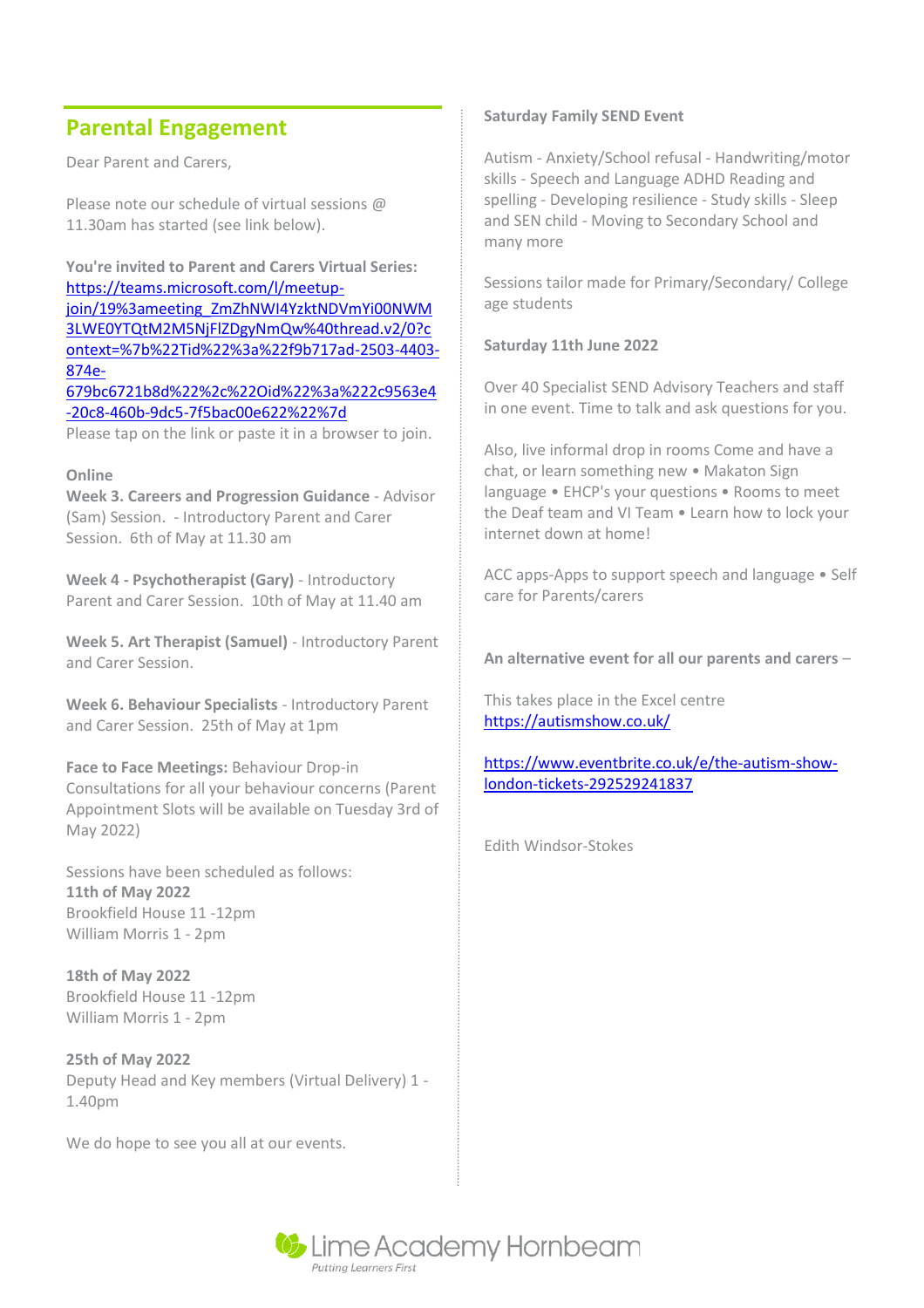## Parental Engagement

Dear Parent and Carers,

Please note our schedule of virtual sessions @ 11.30am has started (see link below).

**You're invited to Parent and Carers Virtual Series:**
https://teams.microsoft.com/l/meetup-join/19%3ameeting_ZmZhNWI4YzktNDVmYi00NWM3LWE0YTQtM2M5NjFlZDgyNmQw%40thread.v2/0?context=%7b%22Tid%22%3a%22f9b717ad-2503-4403-874e-679bc6721b8d%22%2c%22Oid%22%3a%22c9563e4-20c8-460b-9dc5-7f5bac00e622%22%7d
Please tap on the link or paste it in a browser to join.

**Online**
**Week 3. Careers and Progression Guidance** - Advisor (Sam) Session. - Introductory Parent and Carer Session. 6th of May at 11.30 am

**Week 4 - Psychotherapist (Gary)** - Introductory Parent and Carer Session. 10th of May at 11.40 am

**Week 5. Art Therapist (Samuel)** - Introductory Parent and Carer Session.

**Week 6. Behaviour Specialists** - Introductory Parent and Carer Session. 25th of May at 1pm

**Face to Face Meetings:** Behaviour Drop-in Consultations for all your behaviour concerns (Parent Appointment Slots will be available on Tuesday 3rd of May 2022)

Sessions have been scheduled as follows:
**11th of May 2022**
Brookfield House 11 -12pm
William Morris 1 - 2pm

**18th of May 2022**
Brookfield House 11 -12pm
William Morris 1 - 2pm

**25th of May 2022**
Deputy Head and Key members (Virtual Delivery) 1 - 1.40pm

We do hope to see you all at our events.

**Saturday Family SEND Event**

Autism - Anxiety/School refusal - Handwriting/motor skills - Speech and Language ADHD Reading and spelling - Developing resilience - Study skills - Sleep and SEN child - Moving to Secondary School and many more

Sessions tailor made for Primary/Secondary/ College age students

**Saturday 11th June 2022**

Over 40 Specialist SEND Advisory Teachers and staff in one event. Time to talk and ask questions for you.

Also, live informal drop in rooms Come and have a chat, or learn something new • Makaton Sign language • EHCP's your questions • Rooms to meet the Deaf team and VI Team • Learn how to lock your internet down at home!

ACC apps-Apps to support speech and language • Self care for Parents/carers

**An alternative event for all our parents and carers** –

This takes place in the Excel centre
https://autismshow.co.uk/

https://www.eventbrite.co.uk/e/the-autism-show-london-tickets-292529241837

Edith Windsor-Stokes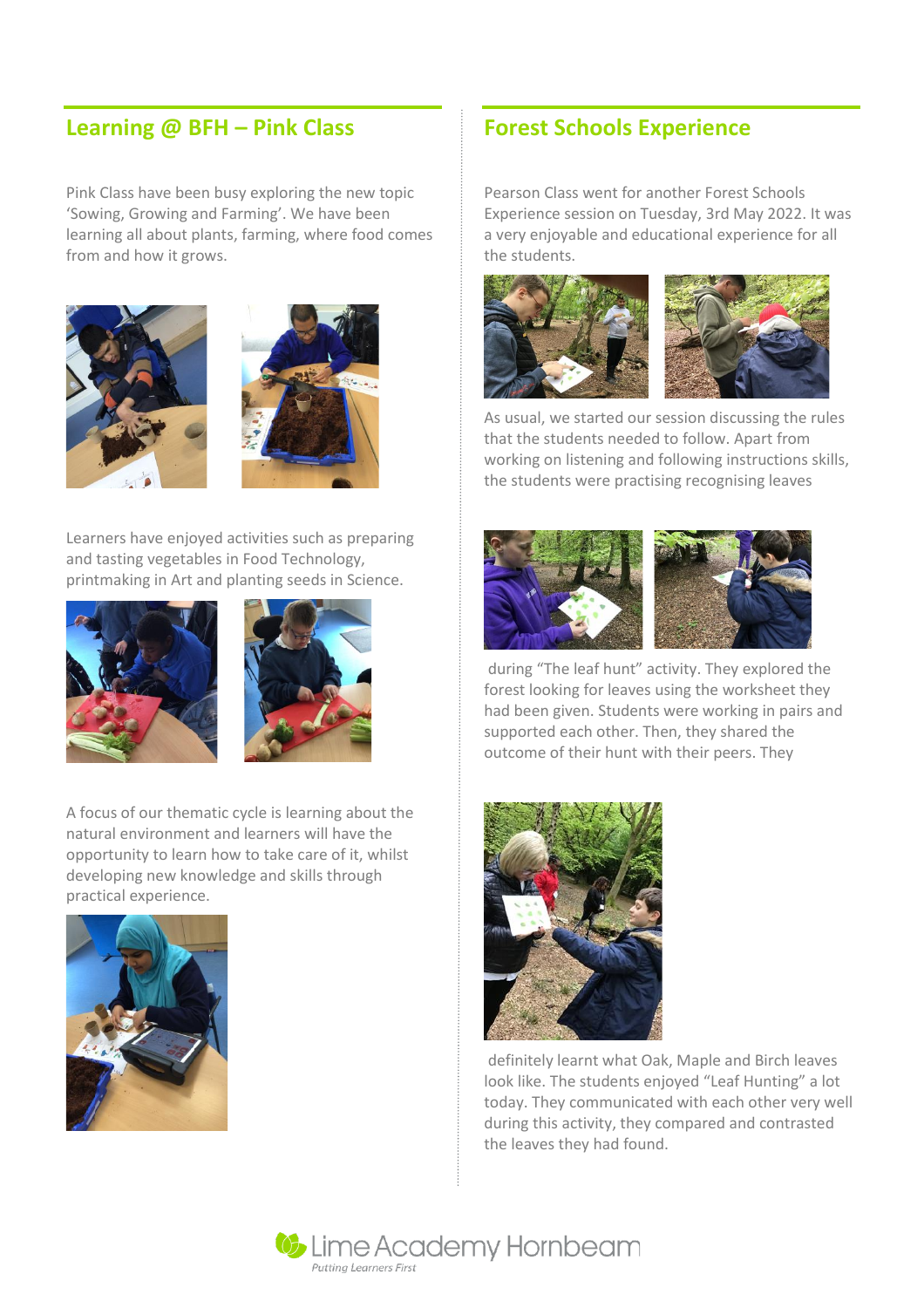## Learning @ BFH – Pink Class

Pink Class have been busy exploring the new topic 'Sowing, Growing and Farming'. We have been learning all about plants, farming, where food comes from and how it grows.

Learners have enjoyed activities such as preparing and tasting vegetables in Food Technology, printmaking in Art and planting seeds in Science.

A focus of our thematic cycle is learning about the natural environment and learners will have the opportunity to learn how to take care of it, whilst developing new knowledge and skills through practical experience.

## Forest Schools Experience

Pearson Class went for another Forest Schools Experience session on Tuesday, 3rd May 2022. It was a very enjoyable and educational experience for all the students.

As usual, we started our session discussing the rules that the students needed to follow. Apart from working on listening and following instructions skills, the students were practising recognising leaves during "The leaf hunt" activity. They explored the forest looking for leaves using the worksheet they had been given. Students were working in pairs and supported each other. Then, they shared the outcome of their hunt with their peers. They definitely learnt what Oak, Maple and Birch leaves look like. The students enjoyed "Leaf Hunting" a lot today. They communicated with each other very well during this activity, they compared and contrasted the leaves they had found.